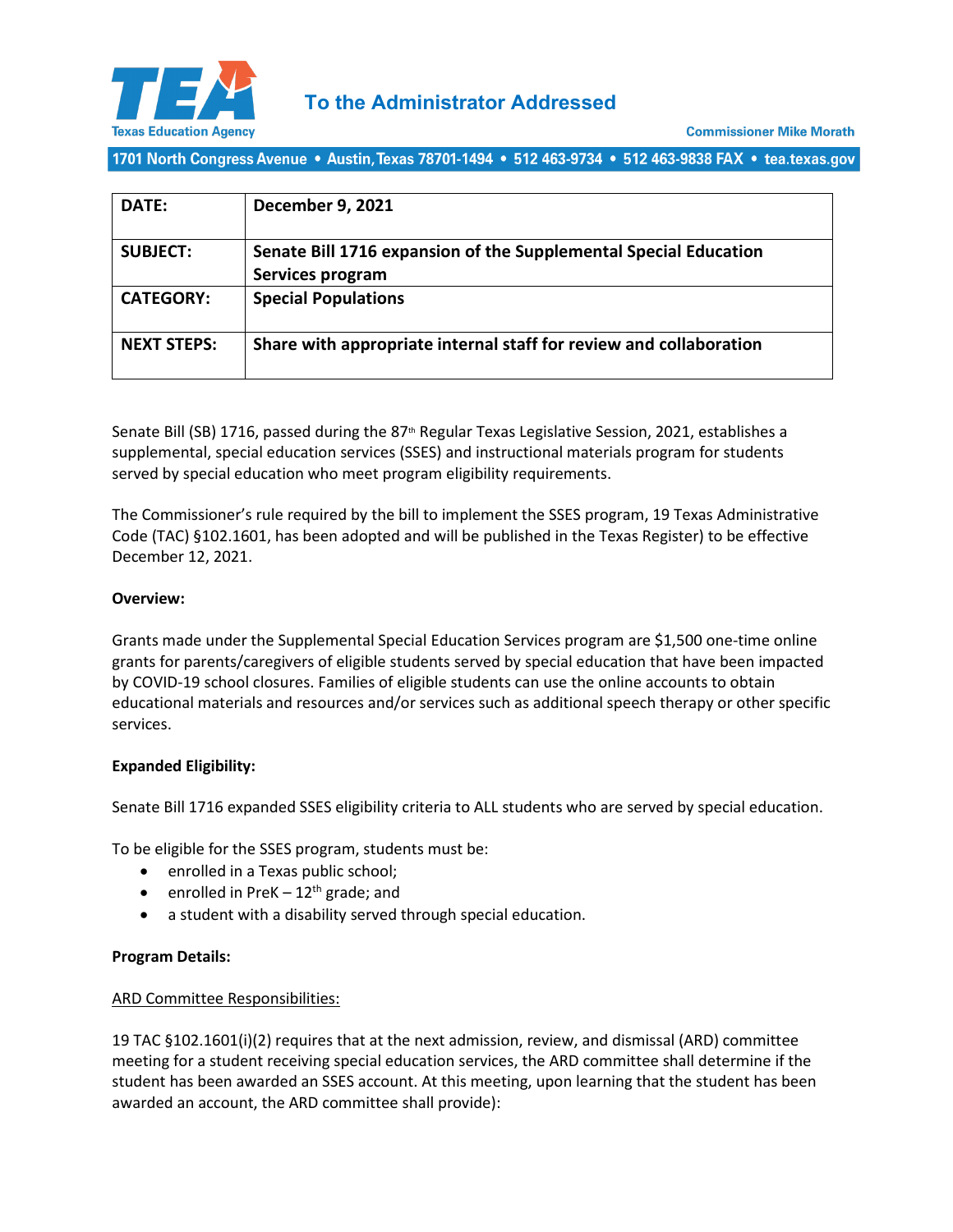**Texas Education Agency**

## To the Administrator Addressed

Commissioner Mike Morath

1701 North Congress Avenue • Austin, Texas 78701-1494 • 512 463-9734 • 512 463-9838 FAX • tea.texas.gov

| | |
|---|---|
| **DATE:** | **December 9, 2021** |
| **SUBJECT:** | **Senate Bill 1716 expansion of the Supplemental Special Education Services program** |
| **CATEGORY:** | **Special Populations** |
| **NEXT STEPS:** | **Share with appropriate internal staff for review and collaboration** |

Senate Bill (SB) 1716, passed during the 87th Regular Texas Legislative Session, 2021, establishes a supplemental, special education services (SSES) and instructional materials program for students served by special education who meet program eligibility requirements.

The Commissioner's rule required by the bill to implement the SSES program, 19 Texas Administrative Code (TAC) §102.1601, has been adopted and will be published in the Texas Register) to be effective December 12, 2021.

**Overview:**

Grants made under the Supplemental Special Education Services program are $1,500 one-time online grants for parents/caregivers of eligible students served by special education that have been impacted by COVID-19 school closures. Families of eligible students can use the online accounts to obtain educational materials and resources and/or services such as additional speech therapy or other specific services.

**Expanded Eligibility:**

Senate Bill 1716 expanded SSES eligibility criteria to ALL students who are served by special education.

To be eligible for the SSES program, students must be:

- enrolled in a Texas public school;
- enrolled in PreK – 12th grade; and
- a student with a disability served through special education.

**Program Details:**

ARD Committee Responsibilities:

19 TAC §102.1601(i)(2) requires that at the next admission, review, and dismissal (ARD) committee meeting for a student receiving special education services, the ARD committee shall determine if the student has been awarded an SSES account. At this meeting, upon learning that the student has been awarded an account, the ARD committee shall provide):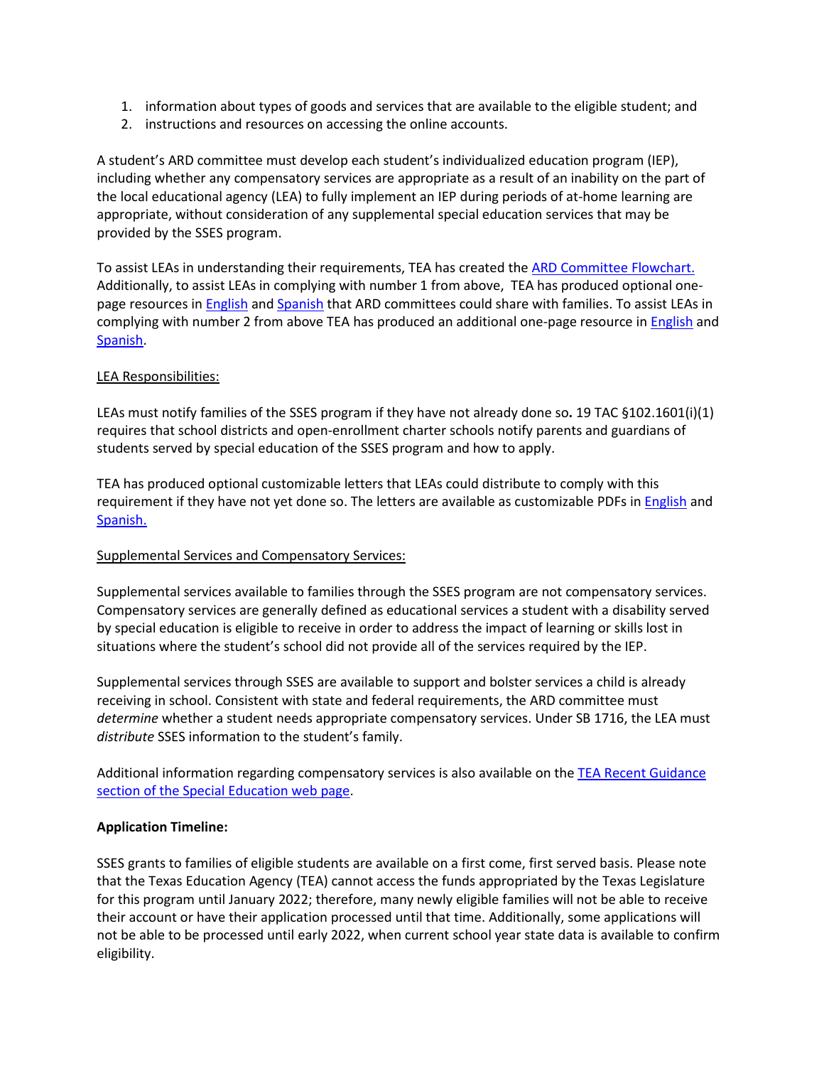1. information about types of goods and services that are available to the eligible student; and
2. instructions and resources on accessing the online accounts.

A student's ARD committee must develop each student's individualized education program (IEP), including whether any compensatory services are appropriate as a result of an inability on the part of the local educational agency (LEA) to fully implement an IEP during periods of at-home learning are appropriate, without consideration of any supplemental special education services that may be provided by the SSES program.

To assist LEAs in understanding their requirements, TEA has created the ARD Committee Flowchart. Additionally, to assist LEAs in complying with number 1 from above, TEA has produced optional one-page resources in English and Spanish that ARD committees could share with families. To assist LEAs in complying with number 2 from above TEA has produced an additional one-page resource in English and Spanish.

LEA Responsibilities:

LEAs must notify families of the SSES program if they have not already done so**.** 19 TAC §102.1601(i)(1) requires that school districts and open-enrollment charter schools notify parents and guardians of students served by special education of the SSES program and how to apply.

TEA has produced optional customizable letters that LEAs could distribute to comply with this requirement if they have not yet done so. The letters are available as customizable PDFs in English and Spanish.

Supplemental Services and Compensatory Services:

Supplemental services available to families through the SSES program are not compensatory services. Compensatory services are generally defined as educational services a student with a disability served by special education is eligible to receive in order to address the impact of learning or skills lost in situations where the student's school did not provide all of the services required by the IEP.

Supplemental services through SSES are available to support and bolster services a child is already receiving in school. Consistent with state and federal requirements, the ARD committee must *determine* whether a student needs appropriate compensatory services. Under SB 1716, the LEA must *distribute* SSES information to the student's family.

Additional information regarding compensatory services is also available on the TEA Recent Guidance section of the Special Education web page.

**Application Timeline:**

SSES grants to families of eligible students are available on a first come, first served basis. Please note that the Texas Education Agency (TEA) cannot access the funds appropriated by the Texas Legislature for this program until January 2022; therefore, many newly eligible families will not be able to receive their account or have their application processed until that time. Additionally, some applications will not be able to be processed until early 2022, when current school year state data is available to confirm eligibility.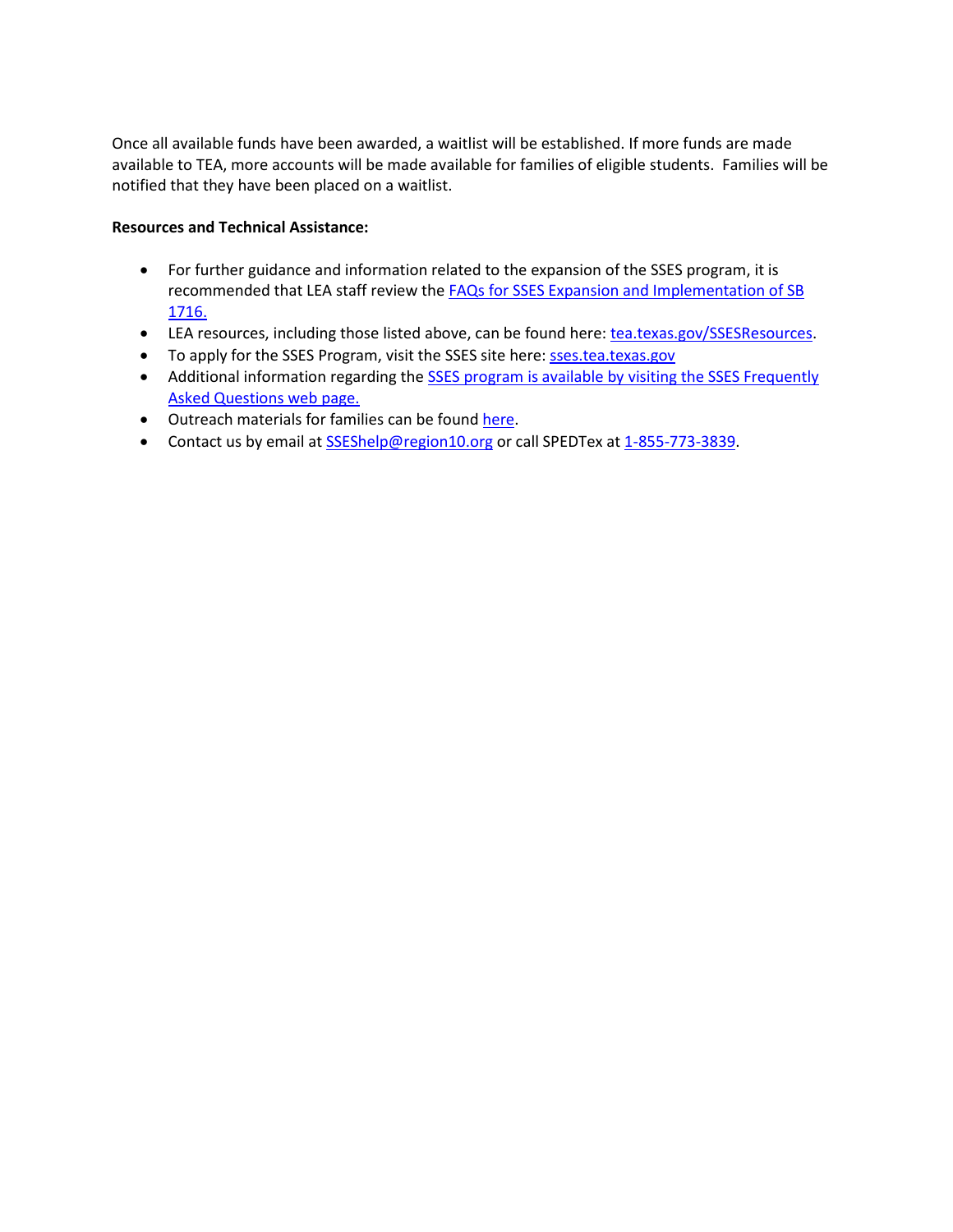Once all available funds have been awarded, a waitlist will be established. If more funds are made available to TEA, more accounts will be made available for families of eligible students. Families will be notified that they have been placed on a waitlist.

**Resources and Technical Assistance:**

- For further guidance and information related to the expansion of the SSES program, it is recommended that LEA staff review the FAQs for SSES Expansion and Implementation of SB 1716.
- LEA resources, including those listed above, can be found here: tea.texas.gov/SSESResources.
- To apply for the SSES Program, visit the SSES site here: sses.tea.texas.gov
- Additional information regarding the SSES program is available by visiting the SSES Frequently Asked Questions web page.
- Outreach materials for families can be found here.
- Contact us by email at SSEShelp@region10.org or call SPEDTex at 1-855-773-3839.